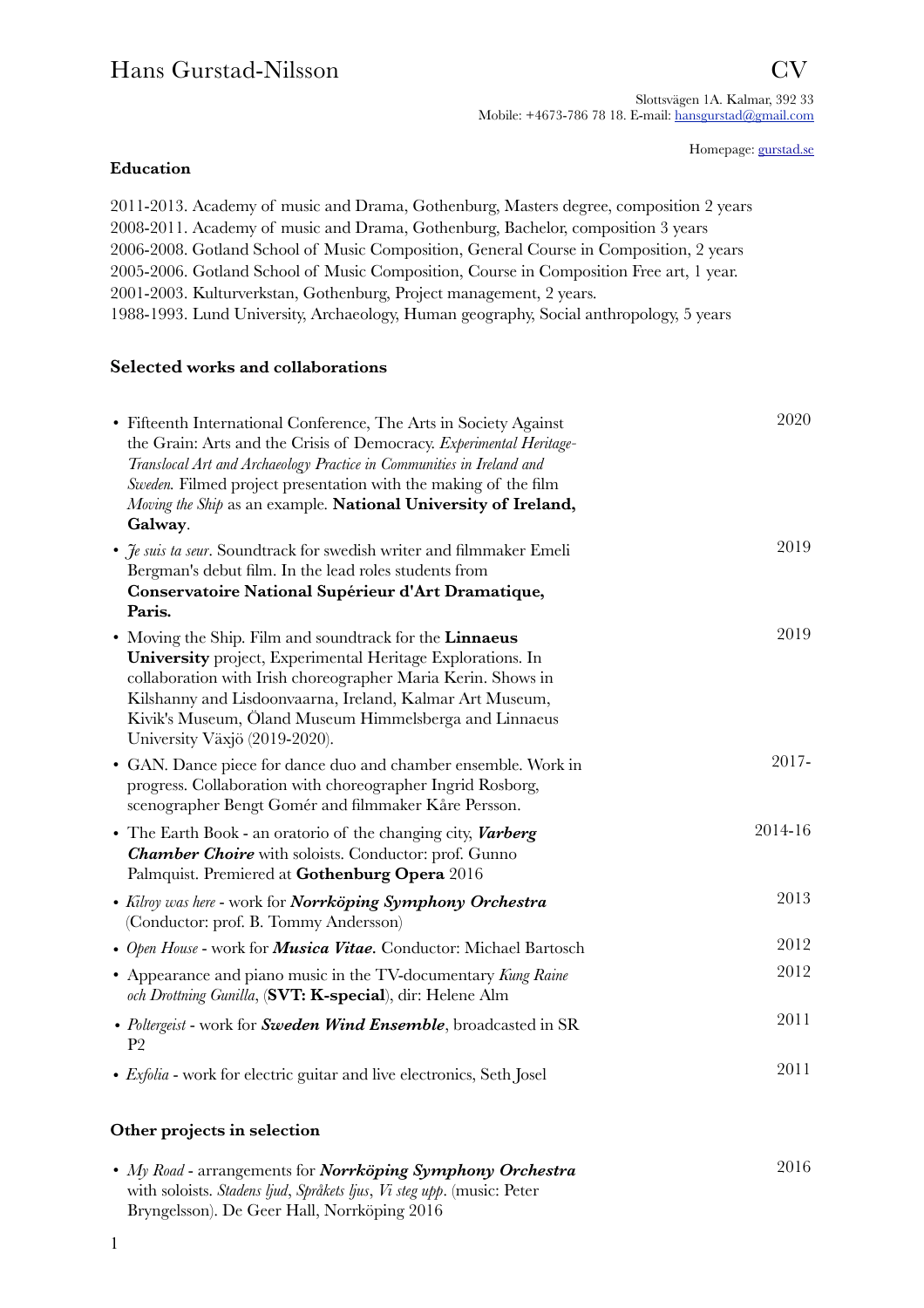# Hans Gurstad-Nilsson CV

Slottsvägen 1A. Kalmar, 392 33
Mobile: +4673-786 78 18. E-mail: hansgurstad@gmail.com

Homepage: gurstad.se

## Education

2011-2013. Academy of music and Drama, Gothenburg, Masters degree, composition 2 years
2008-2011. Academy of music and Drama, Gothenburg, Bachelor, composition 3 years
2006-2008. Gotland School of Music Composition, General Course in Composition, 2 years
2005-2006. Gotland School of Music Composition, Course in Composition Free art, 1 year.
2001-2003. Kulturverkstan, Gothenburg, Project management, 2 years.
1988-1993. Lund University, Archaeology, Human geography, Social anthropology, 5 years

## Selected works and collaborations

- Fifteenth International Conference, The Arts in Society Against the Grain: Arts and the Crisis of Democracy. *Experimental Heritage-Translocal Art and Archaeology Practice in Communities in Ireland and Sweden.* Filmed project presentation with the making of the film *Moving the Ship* as an example. **National University of Ireland, Galway**. — 2020
- *Je suis ta seur*. Soundtrack for swedish writer and filmmaker Emeli Bergman's debut film. In the lead roles students from **Conservatoire National Supérieur d'Art Dramatique, Paris.** — 2019
- Moving the Ship. Film and soundtrack for the **Linnaeus University** project, Experimental Heritage Explorations. In collaboration with Irish choreographer Maria Kerin. Shows in Kilshanny and Lisdoonvaarna, Ireland, Kalmar Art Museum, Kivik's Museum, Öland Museum Himmelsberga and Linnaeus University Växjö (2019-2020). — 2019
- GAN. Dance piece for dance duo and chamber ensemble. Work in progress. Collaboration with choreographer Ingrid Rosborg, scenographer Bengt Gomér and filmmaker Kåre Persson. — 2017-
- The Earth Book - an oratorio of the changing city, ***Varberg Chamber Choire*** with soloists. Conductor: prof. Gunno Palmquist. Premiered at **Gothenburg Opera** 2016 — 2014-16
- *Kilroy was here* - work for ***Norrköping Symphony Orchestra*** (Conductor: prof. B. Tommy Andersson) — 2013
- *Open House* - work for ***Musica Vitae.*** Conductor: Michael Bartosch — 2012
- Appearance and piano music in the TV-documentary *Kung Raine och Drottning Gunilla*, (**SVT: K-special**), dir: Helene Alm — 2012
- *Poltergeist* - work for ***Sweden Wind Ensemble***, broadcasted in SR P2 — 2011
- *Exfolia* - work for electric guitar and live electronics, Seth Josel — 2011

## Other projects in selection

- *My Road* - arrangements for ***Norrköping Symphony Orchestra*** with soloists. *Stadens ljud*, *Språkets ljus*, *Vi steg upp*. (music: Peter Bryngelsson). De Geer Hall, Norrköping 2016 — 2016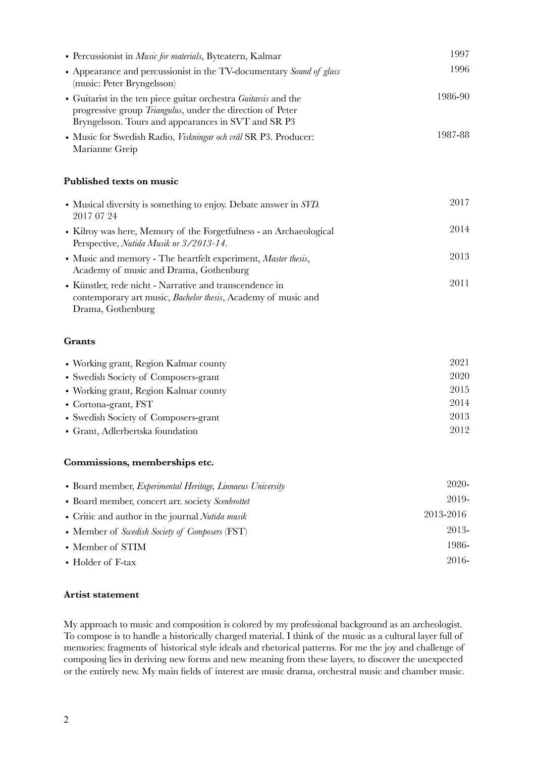- Percussionist in *Music for materials*, Byteatern, Kalmar 1997
- Appearance and percussionist in the TV-documentary *Sound of glass* (music: Peter Bryngelsson) 1996
- Guitarist in the ten piece guitar orchestra *Guitarsis* and the progressive group *Triangulus*, under the direction of Peter Bryngelsson. Tours and appearances in SVT and SR P3 1986-90
- Music for Swedish Radio, *Viskningar och vrål* SR P3. Producer: Marianne Greip 1987-88

**Published texts on music**

- Musical diversity is something to enjoy. Debate answer in *SVD*. 2017 07 24 2017
- Kilroy was here, Memory of the Forgetfulness - an Archaeological Perspective, *Nutida Musik nr 3/2013-14*. 2014
- Music and memory - The heartfelt experiment, *Master thesis*, Academy of music and Drama, Gothenburg 2013
- Künstler, rede nicht - Narrative and transcendence in contemporary art music, *Bachelor thesis*, Academy of music and Drama, Gothenburg 2011

**Grants**

- Working grant, Region Kalmar county 2021
- Swedish Society of Composers-grant 2020
- Working grant, Region Kalmar county 2015
- Cortona-grant, FST 2014
- Swedish Society of Composers-grant 2013
- Grant, Adlerbertska foundation 2012

**Commissions, memberships etc.**

- Board member, *Experimental Heritage, Linnaeus University* 2020-
- Board member, concert arr. society *Scenbrottet* 2019-
- Critic and author in the journal *Nutida musik* 2013-2016
- Member of *Swedish Society of Composers* (FST) 2013-
- Member of STIM 1986-
- Holder of F-tax 2016-

**Artist statement**

My approach to music and composition is colored by my professional background as an archeologist. To compose is to handle a historically charged material. I think of the music as a cultural layer full of memories: fragments of historical style ideals and rhetorical patterns. For me the joy and challenge of composing lies in deriving new forms and new meaning from these layers, to discover the unexpected or the entirely new. My main fields of interest are music drama, orchestral music and chamber music.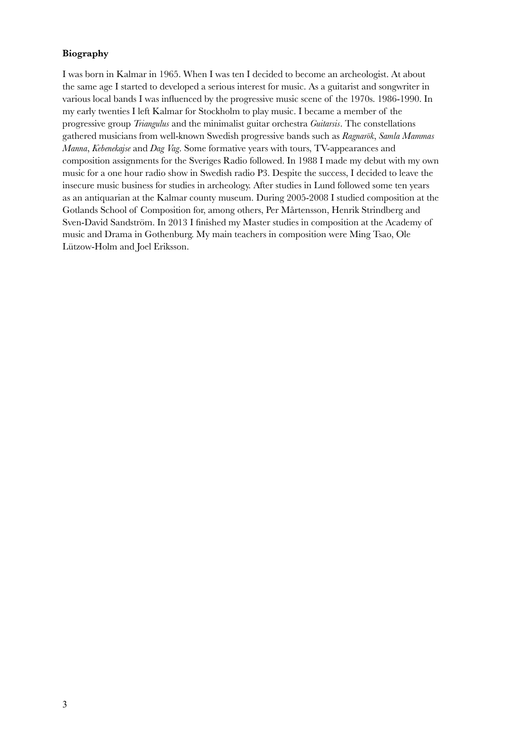**Biography**

I was born in Kalmar in 1965. When I was ten I decided to become an archeologist. At about the same age I started to developed a serious interest for music. As a guitarist and songwriter in various local bands I was influenced by the progressive music scene of the 1970s. 1986-1990. In my early twenties I left Kalmar for Stockholm to play music. I became a member of the progressive group *Triangulus* and the minimalist guitar orchestra *Guitarsis*. The constellations gathered musicians from well-known Swedish progressive bands such as *Ragnarök*, *Samla Mammas Manna*, *Kebenekajse* and *Dag Vag*. Some formative years with tours, TV-appearances and composition assignments for the Sveriges Radio followed. In 1988 I made my debut with my own music for a one hour radio show in Swedish radio P3. Despite the success, I decided to leave the insecure music business for studies in archeology. After studies in Lund followed some ten years as an antiquarian at the Kalmar county museum. During 2005-2008 I studied composition at the Gotlands School of Composition for, among others, Per Mårtensson, Henrik Strindberg and Sven-David Sandström. In 2013 I finished my Master studies in composition at the Academy of music and Drama in Gothenburg. My main teachers in composition were Ming Tsao, Ole Lützow-Holm and Joel Eriksson.